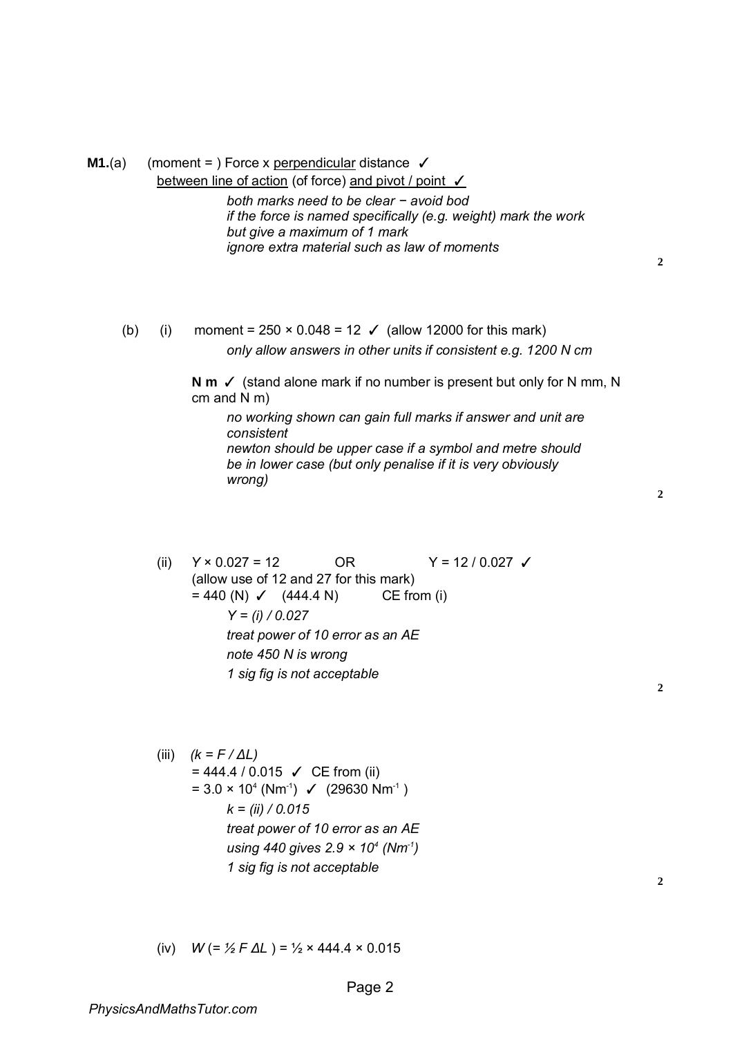**M1.**(a) (moment = ) Force x <u>perpendicular</u> distance ✓
<u>between line of action</u> (of force) <u>and pivot / point</u> ✓

*both marks need to be clear − avoid bod*
*if the force is named specifically (e.g. weight) mark the work but give a maximum of 1 mark*
*ignore extra material such as law of moments*

**2**

(b) (i) moment = 250 × 0.048 = 12 ✓ (allow 12000 for this mark)

*only allow answers in other units if consistent e.g. 1200 N cm*

**N m** ✓ (stand alone mark if no number is present but only for N mm, N cm and N m)

*no working shown can gain full marks if answer and unit are consistent*
*newton should be upper case if a symbol and metre should be in lower case (but only penalise if it is very obviously wrong)*

**2**

(ii) $Y \times 0.027 = 12$ OR $Y = 12 / 0.027$ ✓
(allow use of 12 and 27 for this mark)
= 440 (N) ✓ (444.4 N) CE from (i)

*Y = (i) / 0.027*
*treat power of 10 error as an AE*
*note 450 N is wrong*
*1 sig fig is not acceptable*

**2**

(iii) *($k = F / \Delta L$)*
= 444.4 / 0.015 ✓ CE from (ii)
= $3.0 \times 10^4$ ($\text{Nm}^{-1}$) ✓ (29630 $\text{Nm}^{-1}$ )

*k = (ii) / 0.015*
*treat power of 10 error as an AE*
*using 440 gives $2.9 \times 10^4$ ($\text{Nm}^{-1}$)*
*1 sig fig is not acceptable*

**2**

(iv) $W$ (= $\frac{1}{2} F \Delta L$ ) = ½ × 444.4 × 0.015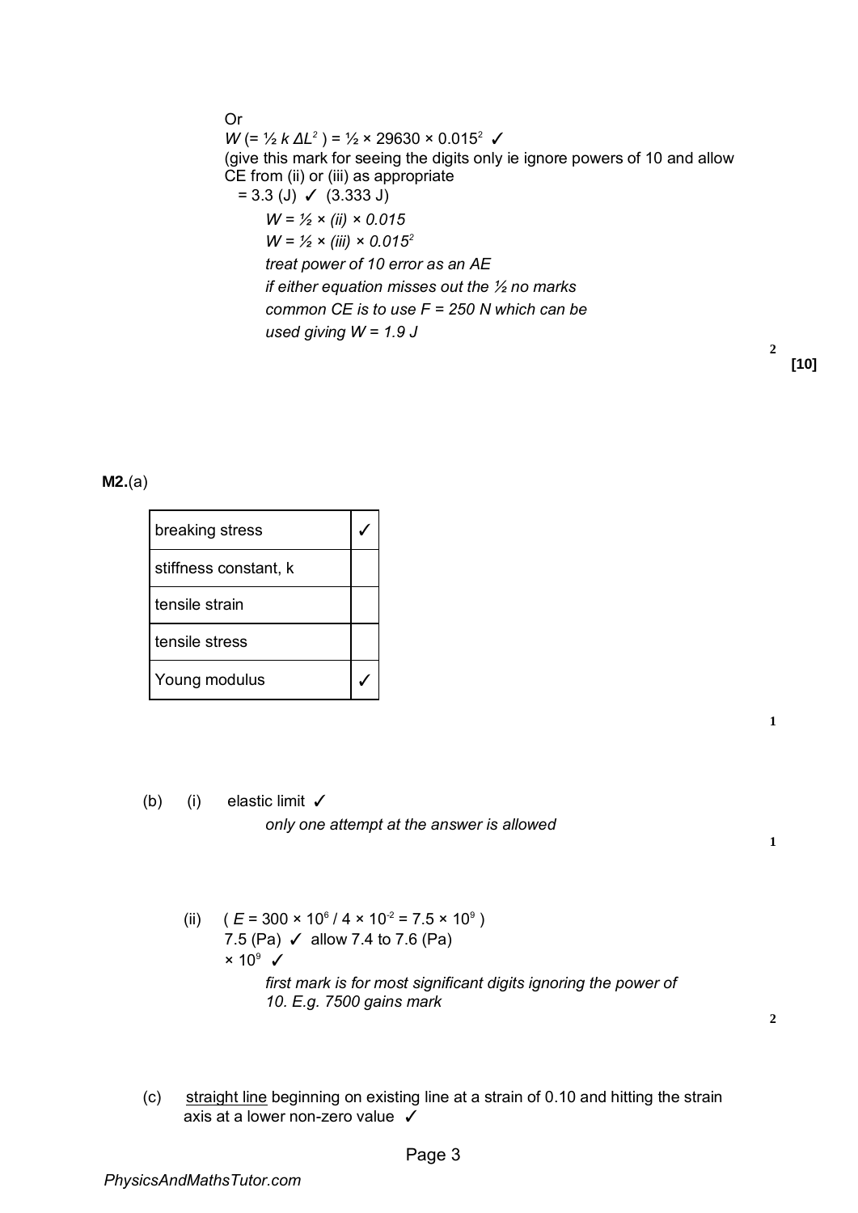Or
$W$ (= ½ $k$ $\Delta L^2$ ) = ½ × 29630 × $0.015^2$ ✓
(give this mark for seeing the digits only ie ignore powers of 10 and allow CE from (ii) or (iii) as appropriate
= 3.3 (J) ✓ (3.333 J)

*$W$ = ½ × (ii) × 0.015*
*$W$ = ½ × (iii) × $0.015^2$*
*treat power of 10 error as an AE*
*if either equation misses out the ½ no marks*
*common CE is to use $F$ = 250 N which can be used giving $W$ = 1.9 J*

2

**[10]**

**M2.**(a)

| | |
|---|---|
| breaking stress | ✓ |
| stiffness constant, k | |
| tensile strain | |
| tensile stress | |
| Young modulus | ✓ |

1

(b) (i) elastic limit ✓

*only one attempt at the answer is allowed*

1

(ii) ( $E = 300 \times 10^6 / 4 \times 10^{-2} = 7.5 \times 10^9$ )
7.5 (Pa) ✓ allow 7.4 to 7.6 (Pa)
$\times 10^9$ ✓

*first mark is for most significant digits ignoring the power of 10. E.g. 7500 gains mark*

2

(c) straight line beginning on existing line at a strain of 0.10 and hitting the strain axis at a lower non-zero value ✓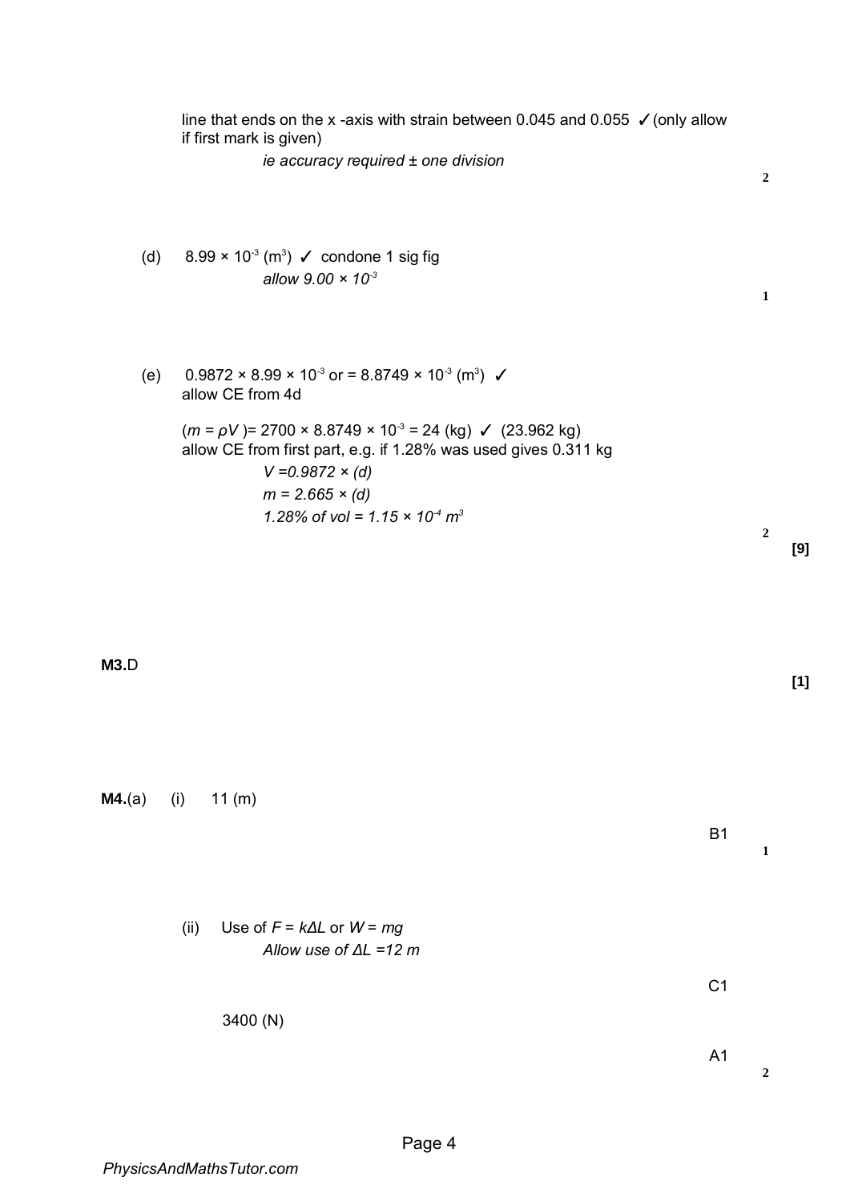line that ends on the x -axis with strain between 0.045 and 0.055 ✓ (only allow if first mark is given)

*ie accuracy required ± one division*

**2**

(d) $8.99 \times 10^{-3}$ ($m^3$) ✓ condone 1 sig fig

*allow $9.00 \times 10^{-3}$*

**1**

(e) $0.9872 \times 8.99 \times 10^{-3}$ or $= 8.8749 \times 10^{-3}$ ($m^3$) ✓

allow CE from 4d

($m = \rho V$ )= $2700 \times 8.8749 \times 10^{-3} = 24$ (kg) ✓ (23.962 kg)

allow CE from first part, e.g. if 1.28% was used gives 0.311 kg

*$V = 0.9872 \times (d)$*

*$m = 2.665 \times (d)$*

*1.28% of vol = $1.15 \times 10^{-4}$ $m^3$*

**2**

**[9]**

**M3.** D

**[1]**

**M4.** (a) (i) 11 (m)

B1

**1**

(ii) Use of $F = k\Delta L$ or $W = mg$

*Allow use of $\Delta L = 12$ m*

C1

3400 (N)

A1

**2**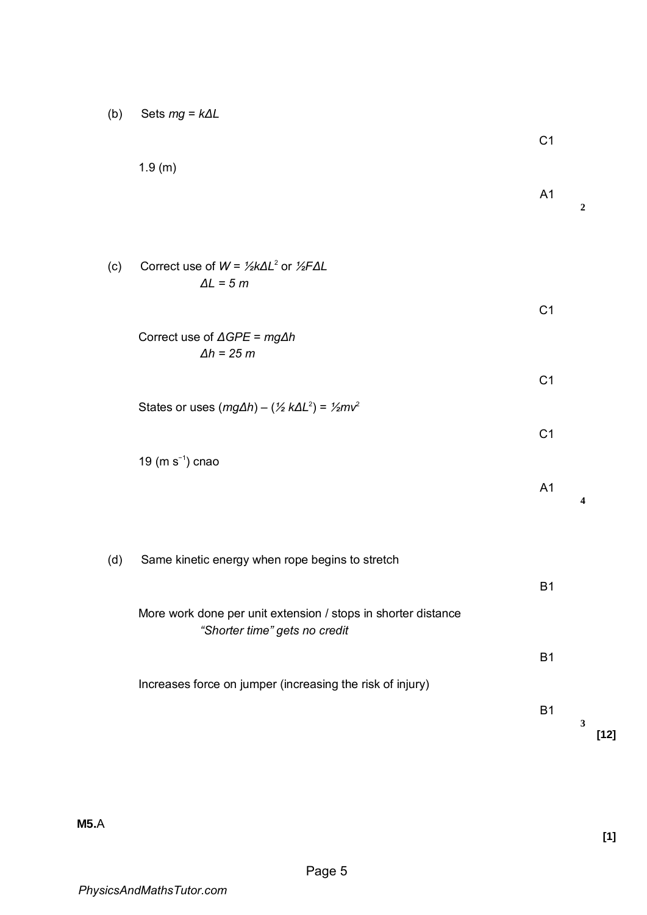(b) Sets $mg = k\Delta L$

C1

1.9 (m)

A1

**2**

(c) Correct use of $W = \frac{1}{2}k\Delta L^2$ or $\frac{1}{2}F\Delta L$

$\Delta L = 5$ m

C1

Correct use of $\Delta GPE = mg\Delta h$

$\Delta h = 25$ m

C1

States or uses $(mg\Delta h) - (\frac{1}{2}k\Delta L^2) = \frac{1}{2}mv^2$

C1

19 (m $s^{-1}$) cnao

A1

**4**

(d) Same kinetic energy when rope begins to stretch

B1

More work done per unit extension / stops in shorter distance

*"Shorter time" gets no credit*

B1

Increases force on jumper (increasing the risk of injury)

B1

**3**

**[12]**

**M5.** A

**[1]**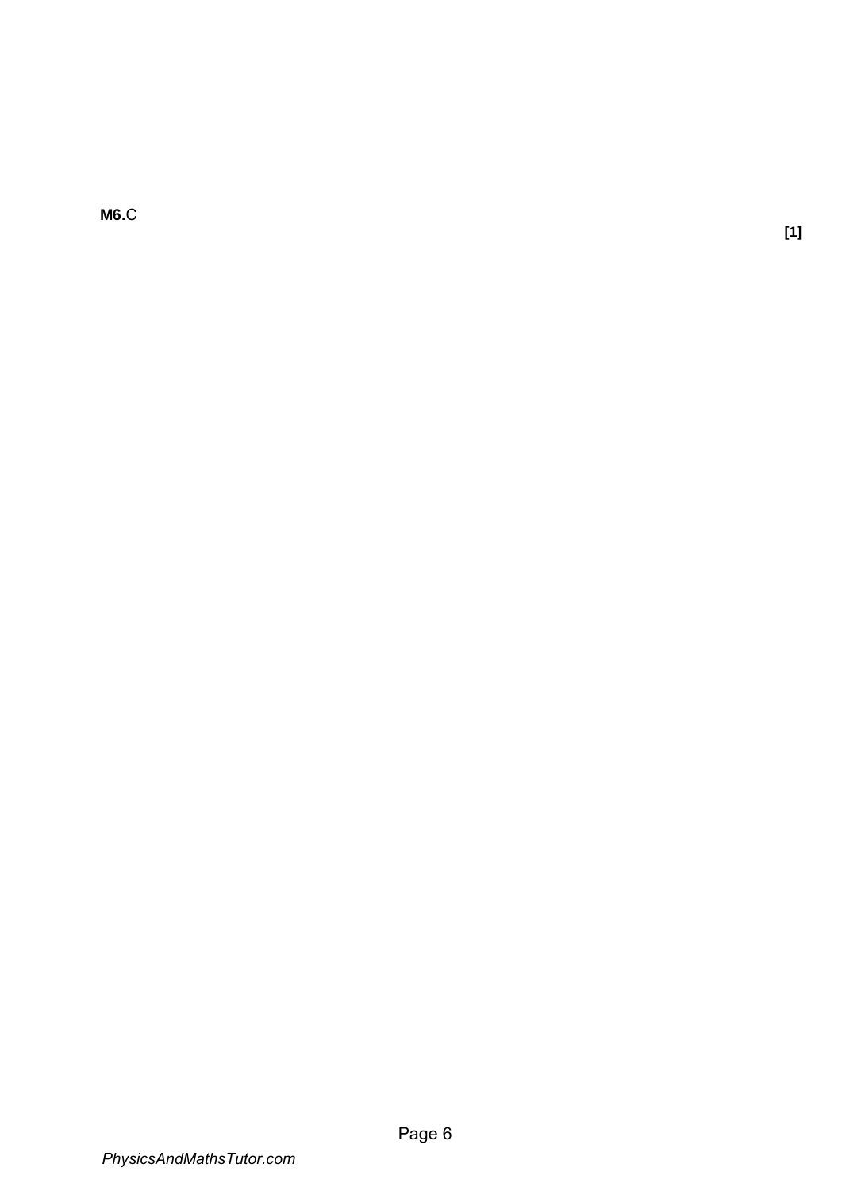**M6.** C

**[1]**